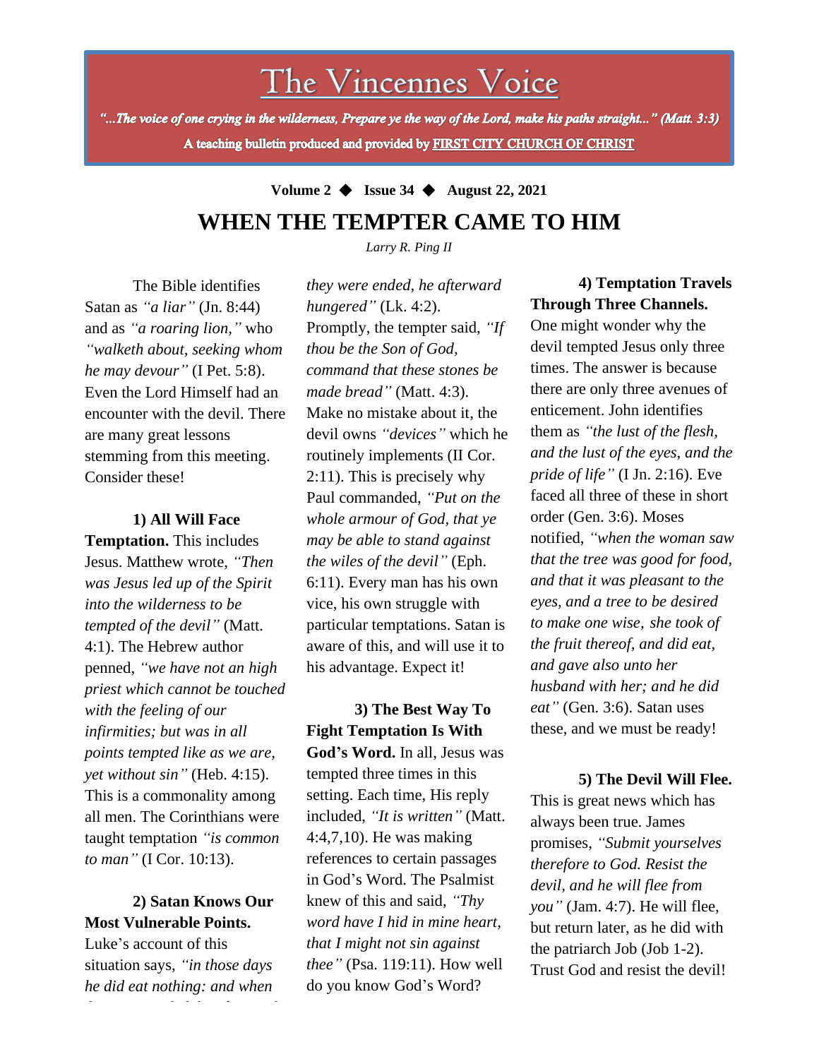# The Vincennes Voice

*"...The voice of one crying in the wilderness, Prepare ye the way of the Lord, make his paths straight..." (Matt. 3:3)*

A teaching bulletin produced and provided by FIRST CITY CHURCH OF CHRIST

**Volume 2 ◆ Issue 34 ◆ August 22, 2021**

## WHEN THE TEMPTER CAME TO HIM

*Larry R. Ping II*

The Bible identifies Satan as *"a liar"* (Jn. 8:44) and as *"a roaring lion,"* who *"walketh about, seeking whom he may devour"* (I Pet. 5:8). Even the Lord Himself had an encounter with the devil. There are many great lessons stemming from this meeting. Consider these!

**1) All Will Face Temptation.** This includes Jesus. Matthew wrote, *"Then was Jesus led up of the Spirit into the wilderness to be tempted of the devil"* (Matt. 4:1). The Hebrew author penned, *"we have not an high priest which cannot be touched with the feeling of our infirmities; but was in all points tempted like as we are, yet without sin"* (Heb. 4:15). This is a commonality among all men. The Corinthians were taught temptation *"is common to man"* (I Cor. 10:13).

**2) Satan Knows Our Most Vulnerable Points.** Luke's account of this situation says, *"in those days he did eat nothing: and when they were ended, he afterward hungered"* (Lk. 4:2). Promptly, the tempter said, *"If thou be the Son of God, command that these stones be made bread"* (Matt. 4:3). Make no mistake about it, the devil owns *"devices"* which he routinely implements (II Cor. 2:11). This is precisely why Paul commanded, *"Put on the whole armour of God, that ye may be able to stand against the wiles of the devil"* (Eph. 6:11). Every man has his own vice, his own struggle with particular temptations. Satan is aware of this, and will use it to his advantage. Expect it!

**3) The Best Way To Fight Temptation Is With God's Word.** In all, Jesus was tempted three times in this setting. Each time, His reply included, *"It is written"* (Matt. 4:4,7,10). He was making references to certain passages in God's Word. The Psalmist knew of this and said, *"Thy word have I hid in mine heart, that I might not sin against thee"* (Psa. 119:11). How well do you know God's Word?

**4) Temptation Travels Through Three Channels.** One might wonder why the devil tempted Jesus only three times. The answer is because there are only three avenues of enticement. John identifies them as *"the lust of the flesh, and the lust of the eyes, and the pride of life"* (I Jn. 2:16). Eve faced all three of these in short order (Gen. 3:6). Moses notified, *"when the woman saw that the tree was good for food, and that it was pleasant to the eyes, and a tree to be desired to make one wise, she took of the fruit thereof, and did eat, and gave also unto her husband with her; and he did eat"* (Gen. 3:6). Satan uses these, and we must be ready!

**5) The Devil Will Flee.** This is great news which has always been true. James promises, *"Submit yourselves therefore to God. Resist the devil, and he will flee from you"* (Jam. 4:7). He will flee, but return later, as he did with the patriarch Job (Job 1-2). Trust God and resist the devil!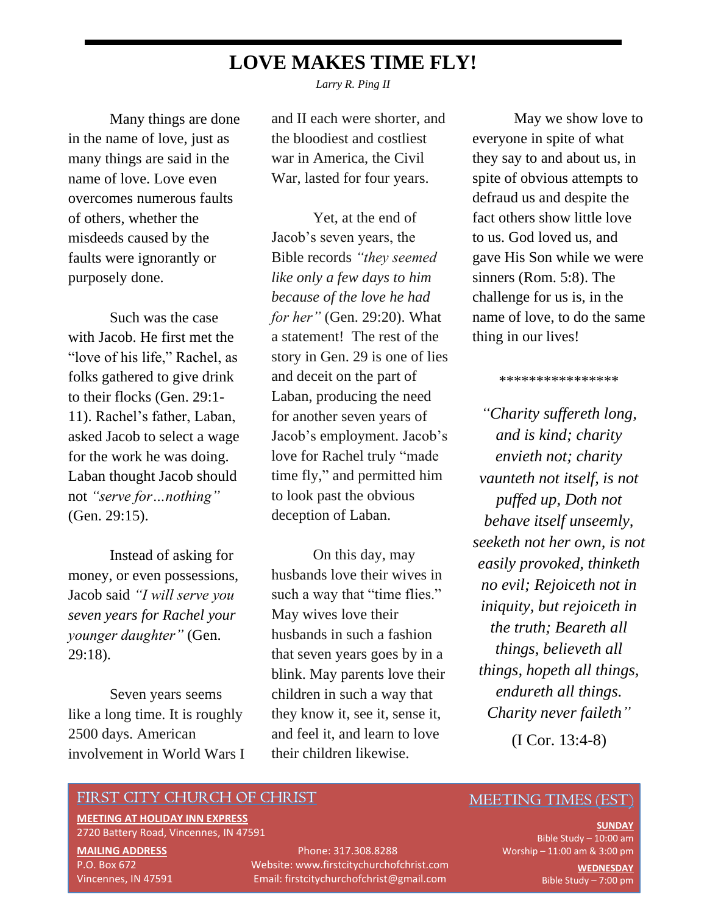# LOVE MAKES TIME FLY!

*Larry R. Ping II*

Many things are done in the name of love, just as many things are said in the name of love. Love even overcomes numerous faults of others, whether the misdeeds caused by the faults were ignorantly or purposely done.

Such was the case with Jacob. He first met the "love of his life," Rachel, as folks gathered to give drink to their flocks (Gen. 29:1-11). Rachel's father, Laban, asked Jacob to select a wage for the work he was doing. Laban thought Jacob should not *"serve for…nothing"* (Gen. 29:15).

Instead of asking for money, or even possessions, Jacob said *"I will serve you seven years for Rachel your younger daughter"* (Gen. 29:18).

Seven years seems like a long time. It is roughly 2500 days. American involvement in World Wars I and II each were shorter, and the bloodiest and costliest war in America, the Civil War, lasted for four years.

Yet, at the end of Jacob's seven years, the Bible records *"they seemed like only a few days to him because of the love he had for her"* (Gen. 29:20). What a statement! The rest of the story in Gen. 29 is one of lies and deceit on the part of Laban, producing the need for another seven years of Jacob's employment. Jacob's love for Rachel truly "made time fly," and permitted him to look past the obvious deception of Laban.

On this day, may husbands love their wives in such a way that "time flies." May wives love their husbands in such a fashion that seven years goes by in a blink. May parents love their children in such a way that they know it, see it, sense it, and feel it, and learn to love their children likewise.

May we show love to everyone in spite of what they say to and about us, in spite of obvious attempts to defraud us and despite the fact others show little love to us. God loved us, and gave His Son while we were sinners (Rom. 5:8). The challenge for us is, in the name of love, to do the same thing in our lives!

****************

*"Charity suffereth long, and is kind; charity envieth not; charity vaunteth not itself, is not puffed up, Doth not behave itself unseemly, seeketh not her own, is not easily provoked, thinketh no evil; Rejoiceth not in iniquity, but rejoiceth in the truth; Beareth all things, believeth all things, hopeth all things, endureth all things. Charity never faileth"*

(I Cor. 13:4-8)

---

## FIRST CITY CHURCH OF CHRIST

**MEETING AT HOLIDAY INN EXPRESS**
2720 Battery Road, Vincennes, IN 47591

**MAILING ADDRESS**
P.O. Box 672
Vincennes, IN 47591

Phone: 317.308.8288
Website: www.firstcitychurchofchrist.com
Email: firstcitychurchofchrist@gmail.com

## MEETING TIMES (EST)

**SUNDAY**
Bible Study – 10:00 am
Worship – 11:00 am & 3:00 pm

**WEDNESDAY**
Bible Study – 7:00 pm